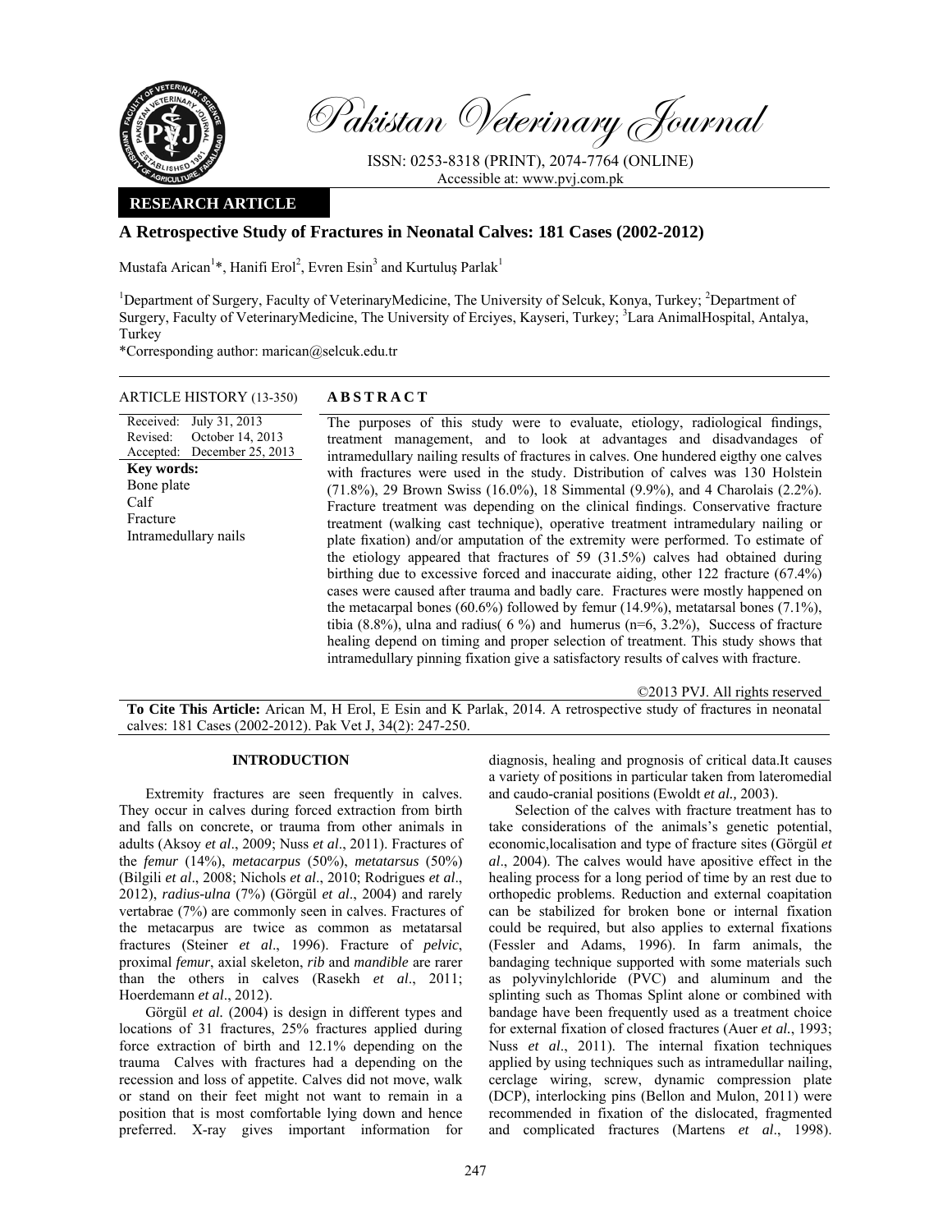Pakistan Veterinary Journal

ISSN: 0253-8318 (PRINT), 2074-7764 (ONLINE)
Accessible at: www.pvj.com.pk

**RESEARCH ARTICLE**

# A Retrospective Study of Fractures in Neonatal Calves: 181 Cases (2002-2012)

Mustafa Arican[1]*, Hanifi Erol[2], Evren Esin[3] and Kurtuluş Parlak[1]

[1]Department of Surgery, Faculty of VeterinaryMedicine, The University of Selcuk, Konya, Turkey; [2]Department of Surgery, Faculty of VeterinaryMedicine, The University of Erciyes, Kayseri, Turkey; [3]Lara AnimalHospital, Antalya, Turkey

*Corresponding author: marican@selcuk.edu.tr

**ARTICLE HISTORY** (13-350)

Received: July 31, 2013
Revised: October 14, 2013
Accepted: December 25, 2013

**Key words:**
Bone plate
Calf
Fracture
Intramedullary nails

**ABSTRACT**

The purposes of this study were to evaluate, etiology, radiological findings, treatment management, and to look at advantages and disadvandages of intramedullary nailing results of fractures in calves. One hundered eigthy one calves with fractures were used in the study. Distribution of calves was 130 Holstein (71.8%), 29 Brown Swiss (16.0%), 18 Simmental (9.9%), and 4 Charolais (2.2%). Fracture treatment was depending on the clinical findings. Conservative fracture treatment (walking cast technique), operative treatment intramedullary nailing or plate fixation) and/or amputation of the extremity were performed. To estimate of the etiology appeared that fractures of 59 (31.5%) calves had obtained during birthing due to excessive forced and inaccurate aiding, other 122 fracture (67.4%) cases were caused after trauma and badly care. Fractures were mostly happened on the metacarpal bones (60.6%) followed by femur (14.9%), metatarsal bones (7.1%), tibia (8.8%), ulna and radius( 6 %) and humerus (n=6, 3.2%), Success of fracture healing depend on timing and proper selection of treatment. This study shows that intramedullary pinning fixation give a satisfactory results of calves with fracture.

©2013 PVJ. All rights reserved

**To Cite This Article:** Arican M, H Erol, E Esin and K Parlak, 2014. A retrospective study of fractures in neonatal calves: 181 Cases (2002-2012). Pak Vet J, 34(2): 247-250.

## INTRODUCTION

Extremity fractures are seen frequently in calves. They occur in calves during forced extraction from birth and falls on concrete, or trauma from other animals in adults (Aksoy *et al*., 2009; Nuss *et al*., 2011). Fractures of the *femur* (14%), *metacarpus* (50%), *metatarsus* (50%) (Bilgili *et al*., 2008; Nichols *et al*., 2010; Rodrigues *et al*., 2012), *radius-ulna* (7%) (Görgül *et al*., 2004) and rarely vartebrae (7%) are commonly seen in calves. Fractures of the metacarpus are twice as common as metatarsal fractures (Steiner *et al*., 1996). Fracture of *pelvic*, proximal *femur*, axial skeleton, *rib* and *mandible* are rarer than the others in calves (Rasekh *et al*., 2011; Hoerdemann *et al*., 2012).

Görgül *et al.* (2004) is design in different types and locations of 31 fractures, 25% fractures applied during force extraction of birth and 12.1% depending on the trauma Calves with fractures had a depending on the recession and loss of appetite. Calves did not move, walk or stand on their feet might not want to remain in a position that is most comfortable lying down and hence preferred. X-ray gives important information for diagnosis, healing and prognosis of critical data.It causes a variety of positions in particular taken from lateromedial and caudo-cranial positions (Ewoldt *et al.,* 2003).

Selection of the calves with fracture treatment has to take considerations of the animals's genetic potential, economic,localisation and type of fracture sites (Görgül *et al*., 2004). The calves would have apositive effect in the healing process for a long period of time by an rest due to orthopedic problems. Reduction and external coapitation can be stabilized for broken bone or internal fixation could be required, but also applies to external fixations (Fessler and Adams, 1996). In farm animals, the bandaging technique supported with some materials such as polyvinylchloride (PVC) and aluminum and the splinting such as Thomas Splint alone or combined with bandage have been frequently used as a treatment choice for external fixation of closed fractures (Auer *et al.*, 1993; Nuss *et al*., 2011). The internal fixation techniques applied by using techniques such as intramedullar nailing, cerclage wiring, screw, dynamic compression plate (DCP), interlocking pins (Bellon and Mulon, 2011) were recommended in fixation of the dislocated, fragmented and complicated fractures (Martens *et al*., 1998).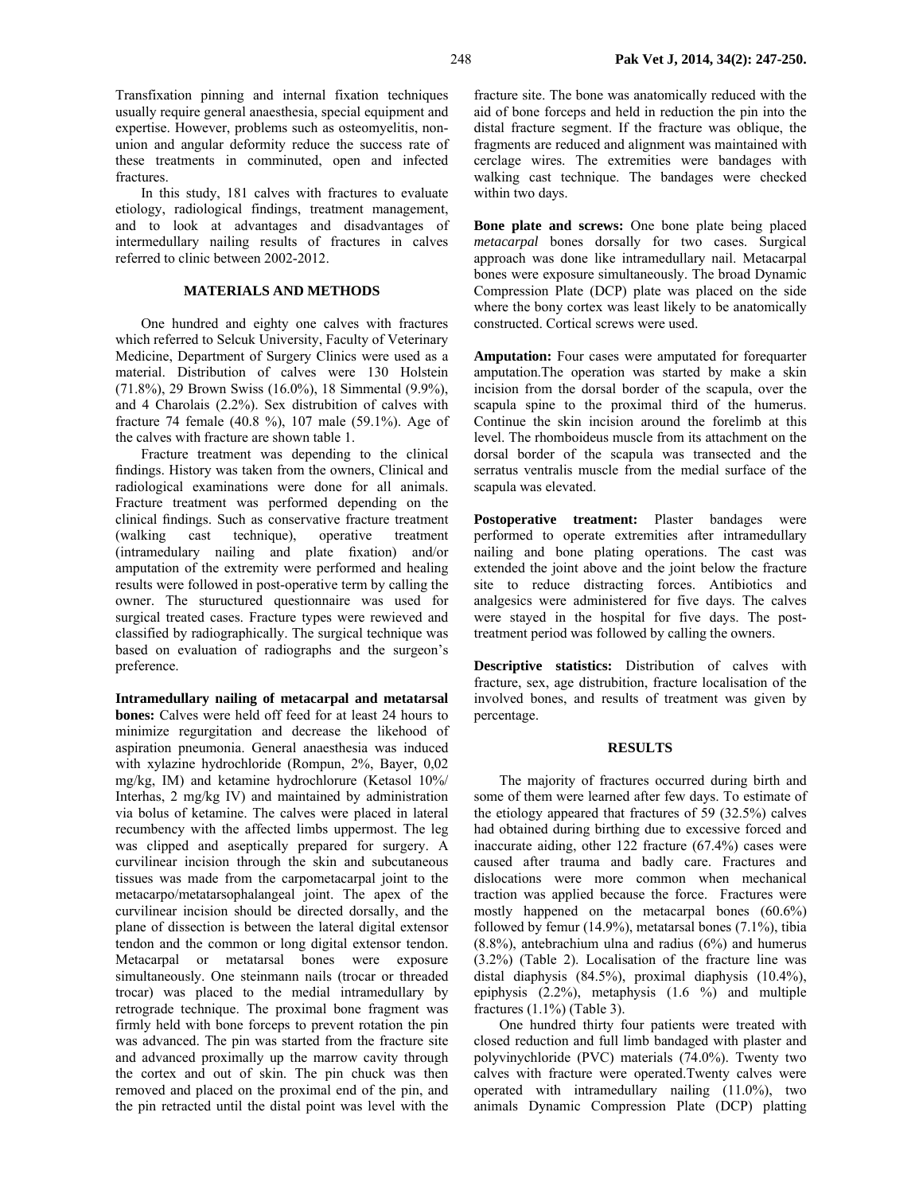Transfixation pinning and internal fixation techniques usually require general anaesthesia, special equipment and expertise. However, problems such as osteomyelitis, non-union and angular deformity reduce the success rate of these treatments in comminuted, open and infected fractures.

In this study, 181 calves with fractures to evaluate etiology, radiological findings, treatment management, and to look at advantages and disadvantages of intermedullary nailing results of fractures in calves referred to clinic between 2002-2012.

## MATERIALS AND METHODS

One hundred and eighty one calves with fractures which referred to Selcuk University, Faculty of Veterinary Medicine, Department of Surgery Clinics were used as a material. Distribution of calves were 130 Holstein (71.8%), 29 Brown Swiss (16.0%), 18 Simmental (9.9%), and 4 Charolais (2.2%). Sex distrubition of calves with fracture 74 female (40.8 %), 107 male (59.1%). Age of the calves with fracture are shown table 1.

Fracture treatment was depending to the clinical findings. History was taken from the owners, Clinical and radiological examinations were done for all animals. Fracture treatment was performed depending on the clinical findings. Such as conservative fracture treatment (walking cast technique), operative treatment (intramedulary nailing and plate fixation) and/or amputation of the extremity were performed and healing results were followed in post-operative term by calling the owner. The stuructured questionnaire was used for surgical treated cases. Fracture types were rewieved and classified by radiographically. The surgical technique was based on evaluation of radiographs and the surgeon's preference.

**Intramedullary nailing of metacarpal and metatarsal bones:** Calves were held off feed for at least 24 hours to minimize regurgitation and decrease the likehood of aspiration pneumonia. General anaesthesia was induced with xylazine hydrochloride (Rompun, 2%, Bayer, 0,02 mg/kg, IM) and ketamine hydrochlorure (Ketasol 10%/ Interhas, 2 mg/kg IV) and maintained by administration via bolus of ketamine. The calves were placed in lateral recumbency with the affected limbs uppermost. The leg was clipped and aseptically prepared for surgery. A curvilinear incision through the skin and subcutaneous tissues was made from the carpometacarpal joint to the metacarpo/metatarsophalangeal joint. The apex of the curvilinear incision should be directed dorsally, and the plane of dissection is between the lateral digital extensor tendon and the common or long digital extensor tendon. Metacarpal or metatarsal bones were exposure simultaneously. One steinmann nails (trocar or threaded trocar) was placed to the medial intramedullary by retrograde technique. The proximal bone fragment was firmly held with bone forceps to prevent rotation the pin was advanced. The pin was started from the fracture site and advanced proximally up the marrow cavity through the cortex and out of skin. The pin chuck was then removed and placed on the proximal end of the pin, and the pin retracted until the distal point was level with the fracture site. The bone was anatomically reduced with the aid of bone forceps and held in reduction the pin into the distal fracture segment. If the fracture was oblique, the fragments are reduced and alignment was maintained with cerclage wires. The extremities were bandages with walking cast technique. The bandages were checked within two days.

**Bone plate and screws:** One bone plate being placed *metacarpal* bones dorsally for two cases. Surgical approach was done like intramedullary nail. Metacarpal bones were exposure simultaneously. The broad Dynamic Compression Plate (DCP) plate was placed on the side where the bony cortex was least likely to be anatomically constructed. Cortical screws were used.

**Amputation:** Four cases were amputated for forequarter amputation.The operation was started by make a skin incision from the dorsal border of the scapula, over the scapula spine to the proximal third of the humerus. Continue the skin incision around the forelimb at this level. The rhomboideus muscle from its attachment on the dorsal border of the scapula was transected and the serratus ventralis muscle from the medial surface of the scapula was elevated.

**Postoperative treatment:** Plaster bandages were performed to operate extremities after intramedullary nailing and bone plating operations. The cast was extended the joint above and the joint below the fracture site to reduce distracting forces. Antibiotics and analgesics were administered for five days. The calves were stayed in the hospital for five days. The post-treatment period was followed by calling the owners.

**Descriptive statistics:** Distribution of calves with fracture, sex, age distrubition, fracture localisation of the involved bones, and results of treatment was given by percentage.

## RESULTS

The majority of fractures occurred during birth and some of them were learned after few days. To estimate of the etiology appeared that fractures of 59 (32.5%) calves had obtained during birthing due to excessive forced and inaccurate aiding, other 122 fracture (67.4%) cases were caused after trauma and badly care. Fractures and dislocations were more common when mechanical traction was applied because the force. Fractures were mostly happened on the metacarpal bones (60.6%) followed by femur (14.9%), metatarsal bones (7.1%), tibia (8.8%), antebrachium ulna and radius (6%) and humerus (3.2%) (Table 2). Localisation of the fracture line was distal diaphysis (84.5%), proximal diaphysis (10.4%), epiphysis (2.2%), metaphysis (1.6 %) and multiple fractures (1.1%) (Table 3).

One hundred thirty four patients were treated with closed reduction and full limb bandaged with plaster and polyvinychloride (PVC) materials (74.0%). Twenty two calves with fracture were operated.Twenty calves were operated with intramedullary nailing (11.0%), two animals Dynamic Compression Plate (DCP) platting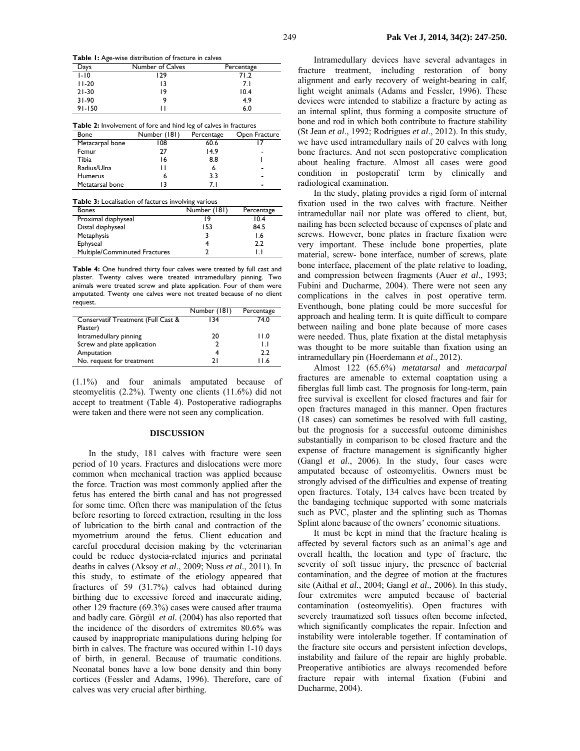**Table 1:** Age-wise distribution of fracture in calves

| Days | Number of Calves | Percentage |
|---|---|---|
| 1-10 | 129 | 71.2 |
| 11-20 | 13 | 7.1 |
| 21-30 | 19 | 10.4 |
| 31-90 | 9 | 4.9 |
| 91-150 | 11 | 6.0 |

**Table 2:** Involvement of fore and hind leg of calves in fractures

| Bone | Number (181) | Percentage | Open Fracture |
|---|---|---|---|
| Metacarpal bone | 108 | 60.6 | 17 |
| Femur | 27 | 14.9 | - |
| Tibia | 16 | 8.8 | 1 |
| Radius/Ulna | 11 | 6 | - |
| Humerus | 6 | 3.3 | - |
| Metatarsal bone | 13 | 7.1 | - |

**Table 3:** Localisation of factures involving various

| Bones | Number (181) | Percentage |
|---|---|---|
| Proximal diaphyseal | 19 | 10.4 |
| Distal diaphyseal | 153 | 84.5 |
| Metaphysis | 3 | 1.6 |
| Ephyseal | 4 | 2.2 |
| Multiple/Comminuted Fractures | 2 | 1.1 |

**Table 4:** One hundred thirty four calves were treated by full cast and plaster. Twenty calves were treated intramedullary pinning. Two animals were treated screw and plate application. Four of them were amputated. Twenty one calves were not treated because of no client request.

| | Number (181) | Percentage |
|---|---|---|
| Conservatif Treatment (Full Cast & Plaster) | 134 | 74.0 |
| Intramedullary pinning | 20 | 11.0 |
| Screw and plate application | 2 | 1.1 |
| Amputation | 4 | 2.2 |
| No. request for treatment | 21 | 11.6 |

(1.1%) and four animals amputated because of steomyelitis (2.2%). Twenty one clients (11.6%) did not accept to treatment (Table 4). Postoperative radiographs were taken and there were not seen any complication.

## DISCUSSION

In the study, 181 calves with fracture were seen period of 10 years. Fractures and dislocations were more common when mechanical traction was applied because the force. Traction was most commonly applied after the fetus has entered the birth canal and has not progressed for some time. Often there was manipulation of the fetus before resorting to forced extraction, resulting in the loss of lubrication to the birth canal and contraction of the myometrium around the fetus. Client education and careful procedural decision making by the veterinarian could be reduce dystocia-related injuries and perinatal deaths in calves (Aksoy *et al*., 2009; Nuss *et al*., 2011). In this study, to estimate of the etiology appeared that fractures of 59 (31.7%) calves had obtained during birthing due to excessive forced and inaccurate aiding, other 129 fracture (69.3%) cases were caused after trauma and badly care. Görgül *et al.* (2004) has also reported that the incidence of the disorders of extremites 80.6% was caused by inappropriate manipulations during helping for birth in calves. The fracture was occured within 1-10 days of birth, in general. Because of traumatic conditions. Neonatal bones have a low bone density and thin bony cortices (Fessler and Adams, 1996). Therefore, care of calves was very crucial after birthing.

Intramedullary devices have several advantages in fracture treatment, including restoration of bony alignment and early recovery of weight-bearing in calf, light weight animals (Adams and Fessler, 1996). These devices were intended to stabilize a fracture by acting as an internal splint, thus forming a composite structure of bone and rod in which both contribute to fracture stability (St Jean *et al*., 1992; Rodrigues *et al*., 2012). In this study, we have used intramedullary nails of 20 calves with long bone fractures. And not seen postoperative complication about healing fracture. Almost all cases were good condition in postoperatif term by clinically and radiological examination.

In the study, plating provides a rigid form of internal fixation used in the two calves with fracture. Neither intramedullar nail nor plate was offered to client, but, nailing has been selected because of expenses of plate and screws. However, bone plates in fracture fixation were very important. These include bone properties, plate material, screw- bone interface, number of screws, plate bone interface, placement of the plate relative to loading, and compression between fragments (Auer *et al*., 1993; Fubini and Ducharme, 2004). There were not seen any complications in the calves in post operative term. Eventhough, bone plating could be more succesful for approach and healing term. It is quite difficult to compare between nailing and bone plate because of more cases were needed. Thus, plate fixation at the distal metaphysis was thought to be more suitable than fixation using an intramedullary pin (Hoerdemann *et al*., 2012).

Almost 122 (65.6%) *metatarsal* and *metacarpal* fractures are amenable to external coaptation using a fiberglas full limb cast. The prognosis for long-term, pain free survival is excellent for closed fractures and fair for open fractures managed in this manner. Open fractures (18 cases) can sometimes be resolved with full casting, but the prognosis for a successful outcome diminishes substantially in comparison to be closed fracture and the expense of fracture management is significantly higher (Gangl *et al*., 2006). In the study, four cases were amputated because of osteomyelitis. Owners must be strongly advised of the difficulties and expense of treating open fractures. Totaly, 134 calves have been treated by the bandaging technique supported with some materials such as PVC, plaster and the splinting such as Thomas Splint alone bacause of the owners' economic situations.

It must be kept in mind that the fracture healing is affected by several factors such as an animal's age and overall health, the location and type of fracture, the severity of soft tissue injury, the presence of bacterial contamination, and the degree of motion at the fractures site (Aithal *et al.*, 2004; Gangl *et al*., 2006). In this study, four extremites were amputed because of bacterial contamination (osteomyelitis). Open fractures with severely traumatized soft tissues often become infected, which significantly complicates the repair. Infection and instability were intolerable together. If contamination of the fracture site occurs and persistent infection develops, instability and failure of the repair are highly probable. Preoperative antibiotics are always recomended before fracture repair with internal fixation (Fubini and Ducharme, 2004).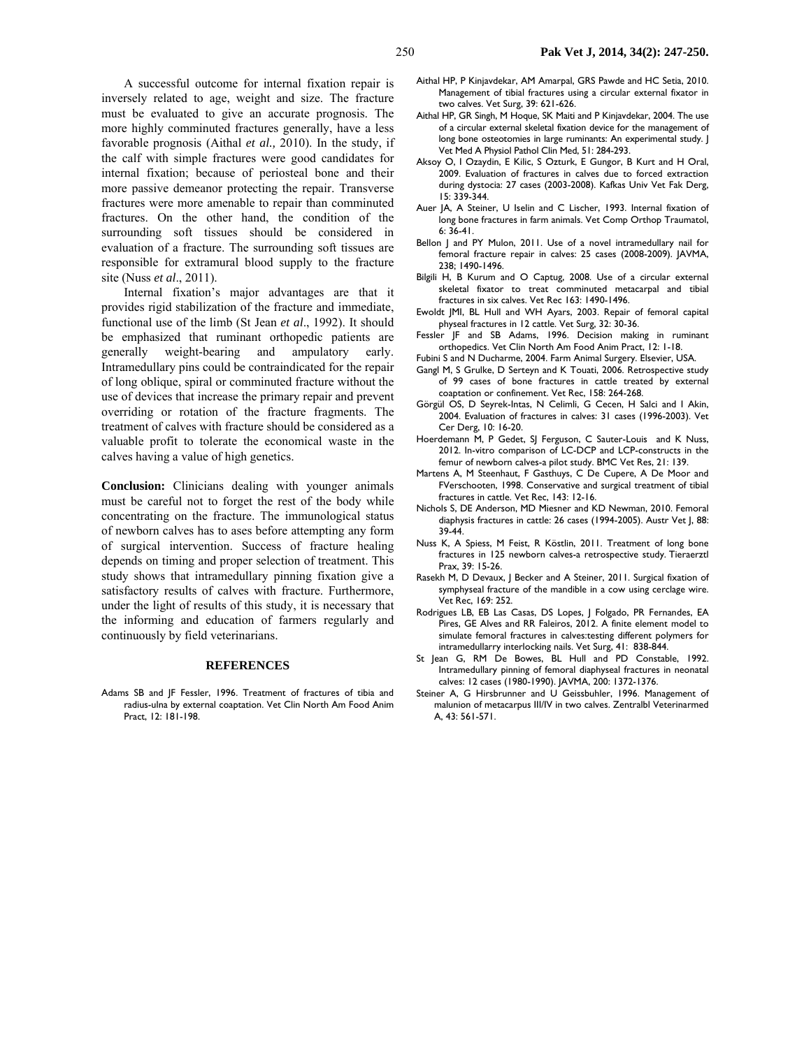A successful outcome for internal fixation repair is inversely related to age, weight and size. The fracture must be evaluated to give an accurate prognosis. The more highly comminuted fractures generally, have a less favorable prognosis (Aithal *et al.,* 2010). In the study, if the calf with simple fractures were good candidates for internal fixation; because of periosteal bone and their more passive demeanor protecting the repair. Transverse fractures were more amenable to repair than comminuted fractures. On the other hand, the condition of the surrounding soft tissues should be considered in evaluation of a fracture. The surrounding soft tissues are responsible for extramural blood supply to the fracture site (Nuss *et al*., 2011).

Internal fixation's major advantages are that it provides rigid stabilization of the fracture and immediate, functional use of the limb (St Jean *et al*., 1992). It should be emphasized that ruminant orthopedic patients are generally weight-bearing and ampulatory early. Intramedullary pins could be contraindicated for the repair of long oblique, spiral or comminuted fracture without the use of devices that increase the primary repair and prevent overriding or rotation of the fracture fragments. The treatment of calves with fracture should be considered as a valuable profit to tolerate the economical waste in the calves having a value of high genetics.

**Conclusion:** Clinicians dealing with younger animals must be careful not to forget the rest of the body while concentrating on the fracture. The immunological status of newborn calves has to ases before attempting any form of surgical intervention. Success of fracture healing depends on timing and proper selection of treatment. This study shows that intramedullary pinning fixation give a satisfactory results of calves with fracture. Furthermore, under the light of results of this study, it is necessary that the informing and education of farmers regularly and continuously by field veterinarians.

## REFERENCES

Adams SB and JF Fessler, 1996. Treatment of fractures of tibia and radius-ulna by external coaptation. Vet Clin North Am Food Anim Pract, 12: 181-198.

Aithal HP, P Kinjavdekar, AM Amarpal, GRS Pawde and HC Setia, 2010. Management of tibial fractures using a circular external fixator in two calves. Vet Surg, 39: 621-626.

Aithal HP, GR Singh, M Hoque, SK Maiti and P Kinjavdekar, 2004. The use of a circular external skeletal fixation device for the management of long bone osteotomies in large ruminants: An experimental study. J Vet Med A Physiol Pathol Clin Med, 51: 284-293.

Aksoy O, I Ozaydin, E Kilic, S Ozturk, E Gungor, B Kurt and H Oral, 2009. Evaluation of fractures in calves due to forced extraction during dystocia: 27 cases (2003-2008). Kafkas Univ Vet Fak Derg, 15: 339-344.

Auer JA, A Steiner, U Iselin and C Lischer, 1993. Internal fixation of long bone fractures in farm animals. Vet Comp Orthop Traumatol, 6: 36-41.

Bellon J and PY Mulon, 2011. Use of a novel intramedullary nail for femoral fracture repair in calves: 25 cases (2008-2009). JAVMA, 238; 1490-1496.

Bilgili H, B Kurum and O Captug, 2008. Use of a circular external skeletal fixator to treat comminuted metacarpal and tibial fractures in six calves. Vet Rec 163: 1490-1496.

Ewoldt JMI, BL Hull and WH Ayars, 2003. Repair of femoral capital physeal fractures in 12 cattle. Vet Surg, 32: 30-36.

Fessler JF and SB Adams, 1996. Decision making in ruminant orthopedics. Vet Clin North Am Food Anim Pract, 12: 1-18.

Fubini S and N Ducharme, 2004. Farm Animal Surgery. Elsevier, USA.

Gangl M, S Grulke, D Serteyn and K Touati, 2006. Retrospective study of 99 cases of bone fractures in cattle treated by external coaptation or confinement. Vet Rec, 158: 264-268.

Görgül OS, D Seyrek-Intas, N Celimli, G Cecen, H Salci and I Akin, 2004. Evaluation of fractures in calves: 31 cases (1996-2003). Vet Cer Derg, 10: 16-20.

Hoerdemann M, P Gedet, SJ Ferguson, C Sauter-Louis and K Nuss, 2012. In-vitro comparison of LC-DCP and LCP-constructs in the femur of newborn calves-a pilot study. BMC Vet Res, 21: 139.

Martens A, M Steenhaut, F Gasthuys, C De Cupere, A De Moor and FVerschooten, 1998. Conservative and surgical treatment of tibial fractures in cattle. Vet Rec, 143: 12-16.

Nichols S, DE Anderson, MD Miesner and KD Newman, 2010. Femoral diaphysis fractures in cattle: 26 cases (1994-2005). Austr Vet J, 88: 39-44.

Nuss K, A Spiess, M Feist, R Köstlin, 2011. Treatment of long bone fractures in 125 newborn calves-a retrospective study. Tieraerztl Prax, 39: 15-26.

Rasekh M, D Devaux, J Becker and A Steiner, 2011. Surgical fixation of symphyseal fracture of the mandible in a cow using cerclage wire. Vet Rec, 169: 252.

Rodrigues LB, EB Las Casas, DS Lopes, J Folgado, PR Fernandes, EA Pires, GE Alves and RR Faleiros, 2012. A finite element model to simulate femoral fractures in calves:testing different polymers for intramedullarry interlocking nails. Vet Surg, 41: 838-844.

St Jean G, RM De Bowes, BL Hull and PD Constable, 1992. Intramedullary pinning of femoral diaphyseal fractures in neonatal calves: 12 cases (1980-1990). JAVMA, 200: 1372-1376.

Steiner A, G Hirsbrunner and U Geissbuhler, 1996. Management of malunion of metacarpus III/IV in two calves. Zentralbl Veterinarmed A, 43: 561-571.